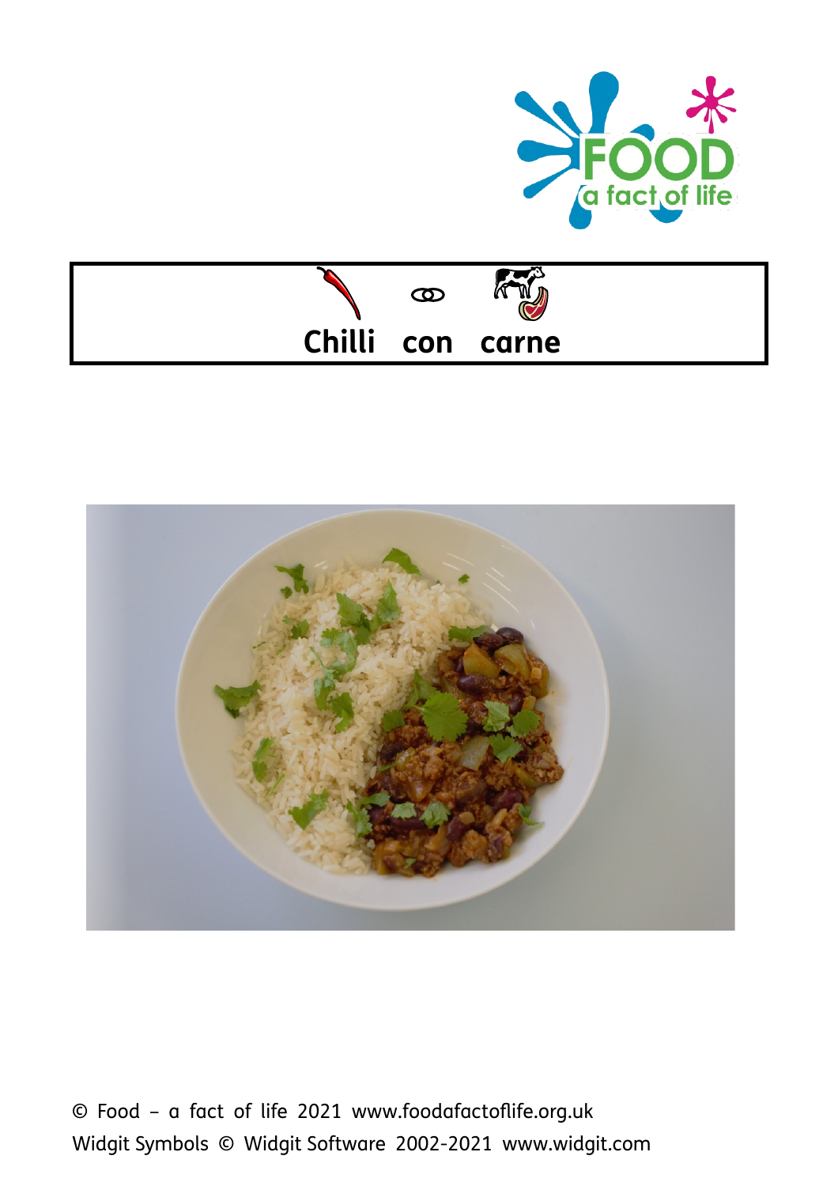# Chilli con carne

© Food – a fact of life 2021 www.foodafactoflife.org.uk
Widgit Symbols © Widgit Software 2002-2021 www.widgit.com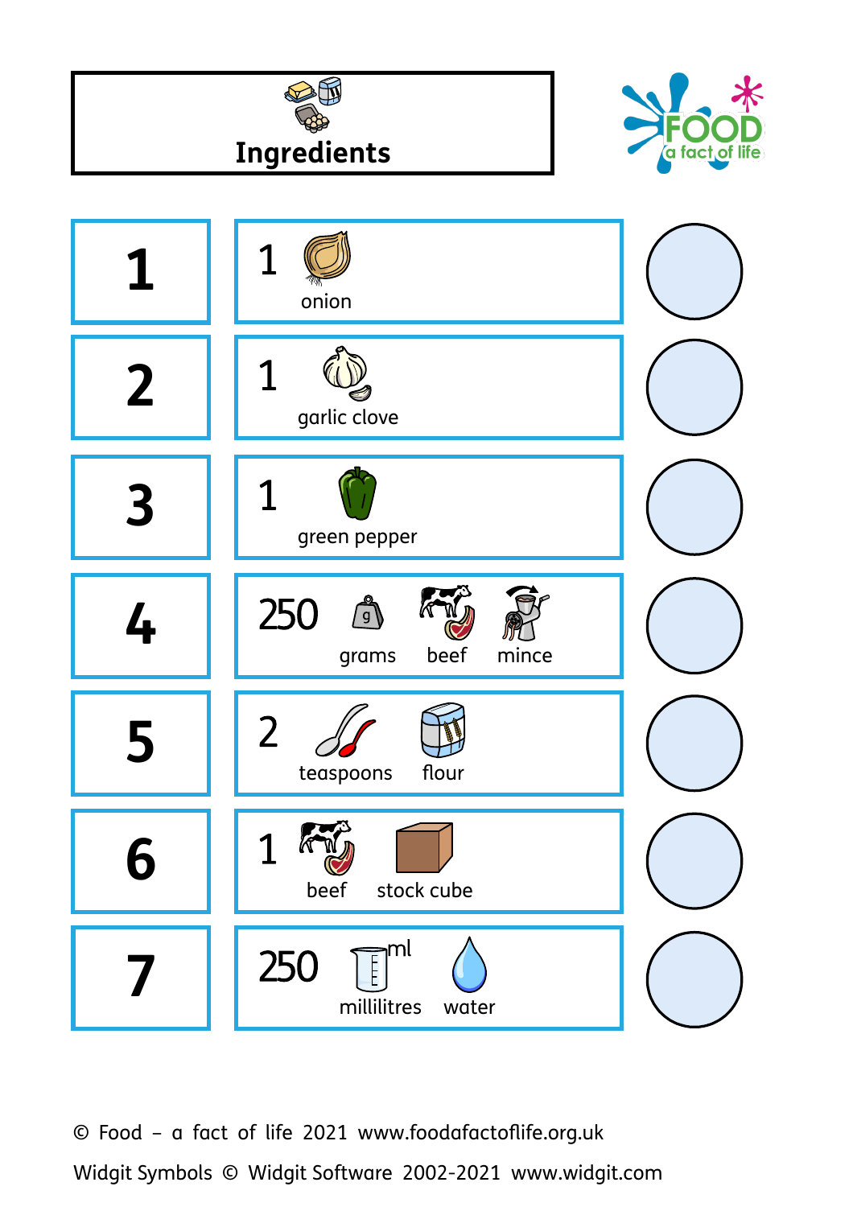# Ingredients

| | | |
|---|---|---|
| 1 | 1 onion | |
| 2 | 1 garlic clove | |
| 3 | 1 green pepper | |
| 4 | 250 grams beef mince | |
| 5 | 2 teaspoons flour | |
| 6 | 1 beef stock cube | |
| 7 | 250 millilitres water | |

© Food – a fact of life 2021 www.foodafactoflife.org.uk

Widgit Symbols © Widgit Software 2002-2021 www.widgit.com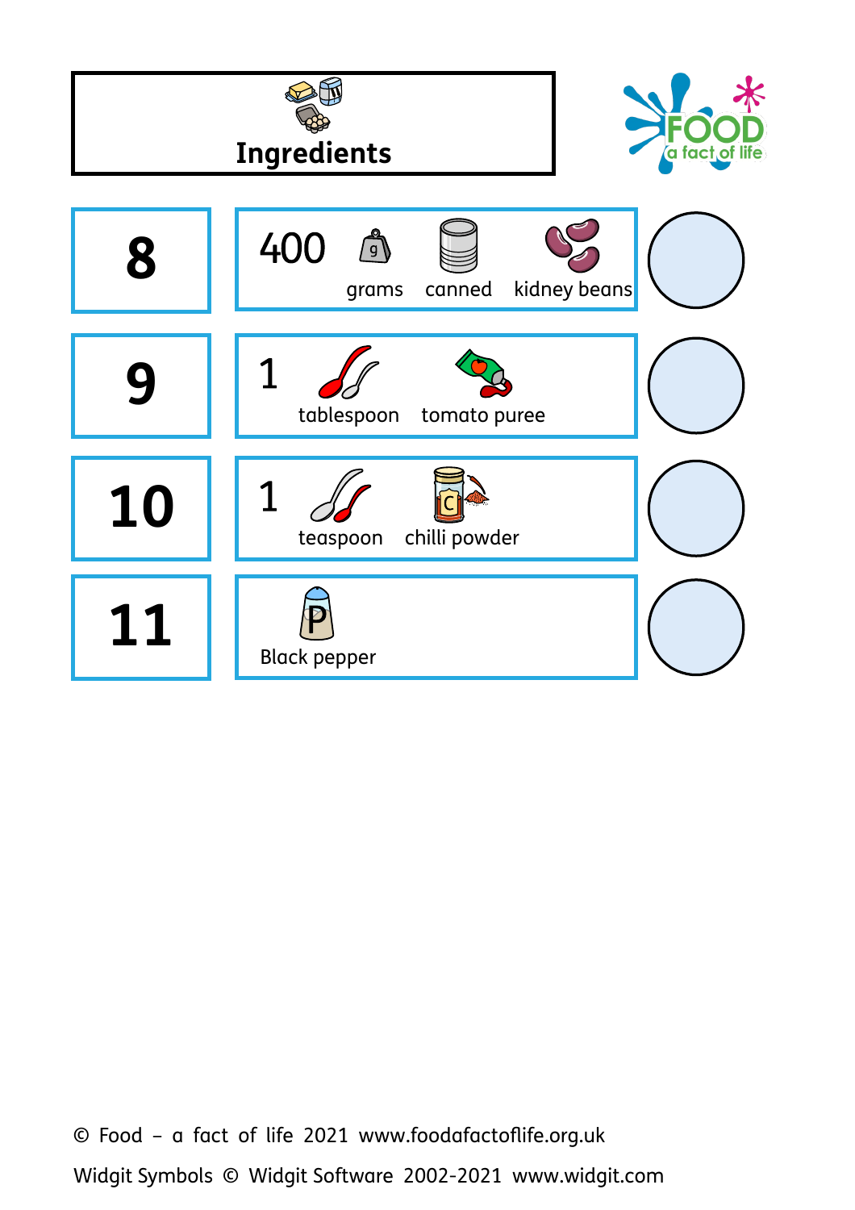# Ingredients

| | | |
|---|---|---|
| **8** | 400 grams canned kidney beans | |
| **9** | 1 tablespoon tomato puree | |
| **10** | 1 teaspoon chilli powder | |
| **11** | Black pepper | |

© Food – a fact of life 2021 www.foodafactoflife.org.uk

Widgit Symbols © Widgit Software 2002-2021 www.widgit.com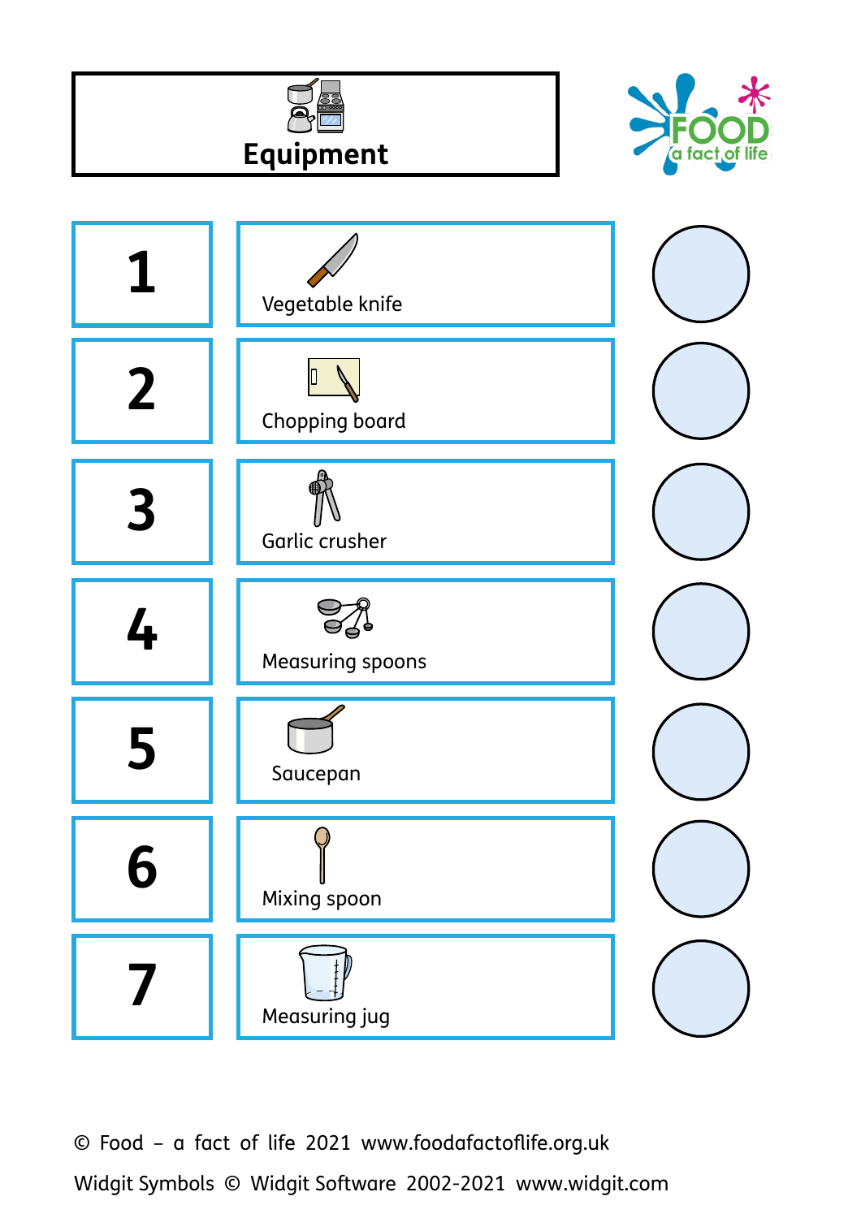# Equipment

| | | |
|---|---|---|
| 1 | Vegetable knife | |
| 2 | Chopping board | |
| 3 | Garlic crusher | |
| 4 | Measuring spoons | |
| 5 | Saucepan | |
| 6 | Mixing spoon | |
| 7 | Measuring jug | |

© Food – a fact of life 2021 www.foodafactoflife.org.uk

Widgit Symbols © Widgit Software 2002-2021 www.widgit.com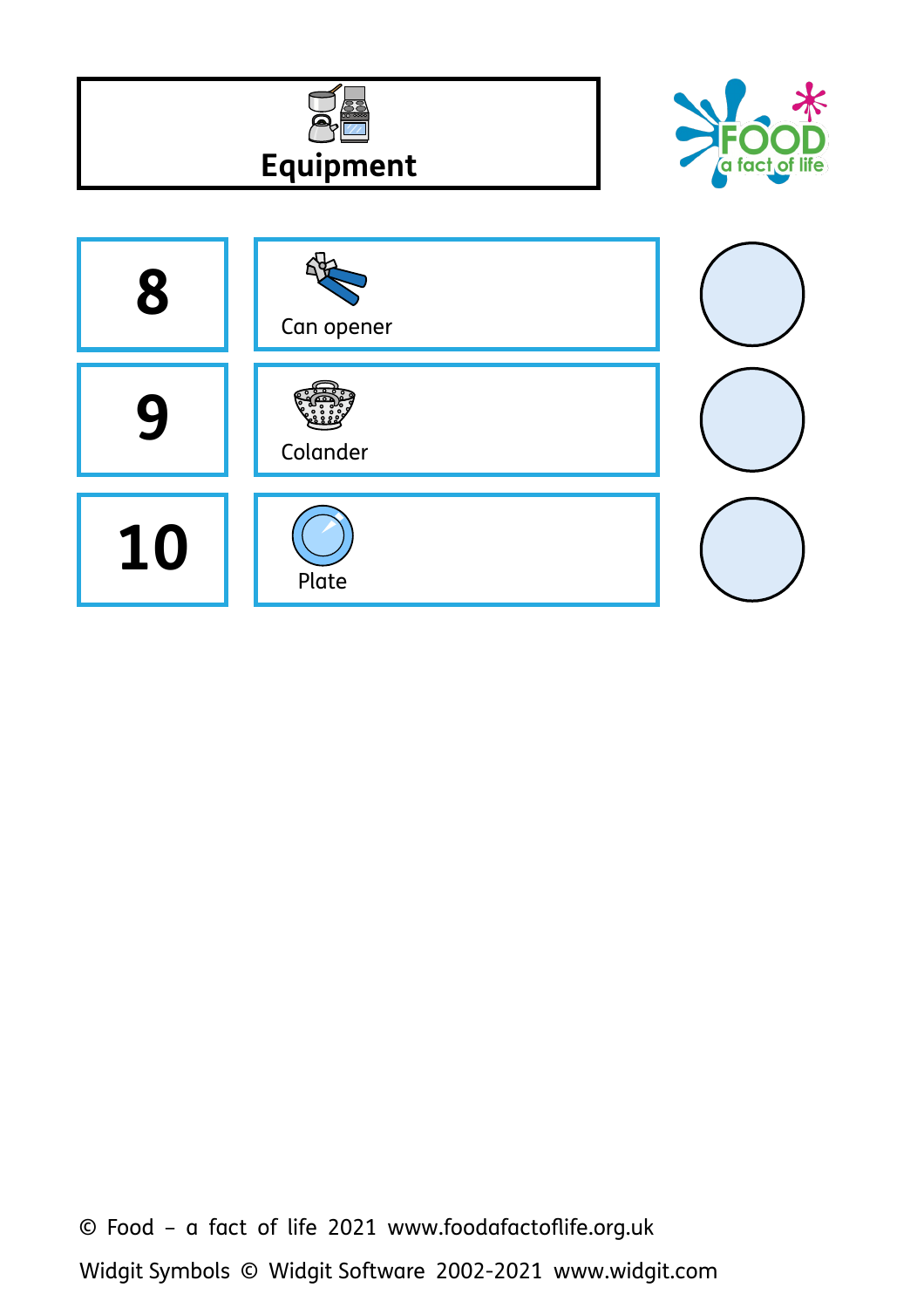# Equipment

| | | |
|---|---|---|
| **8** | Can opener | |
| **9** | Colander | |
| **10** | Plate | |

© Food – a fact of life 2021 www.foodafactoflife.org.uk

Widgit Symbols © Widgit Software 2002-2021 www.widgit.com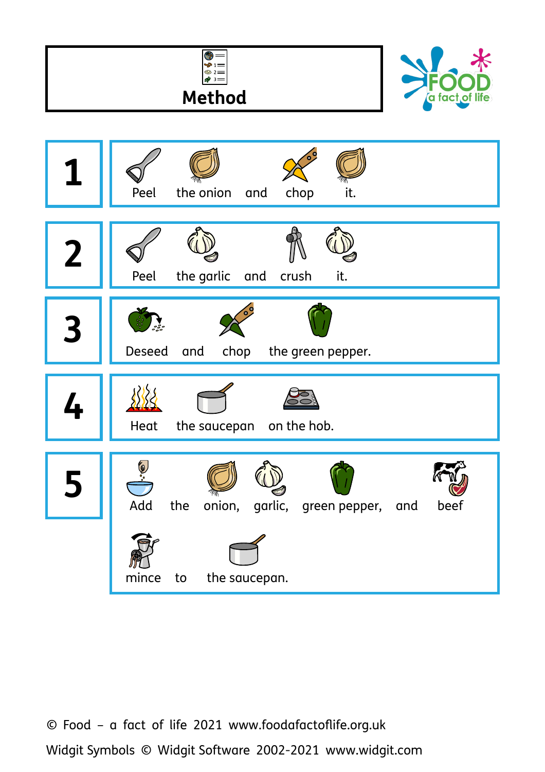# Method

1. Peel the onion and chop it.
2. Peel the garlic and crush it.
3. Deseed and chop the green pepper.
4. Heat the saucepan on the hob.
5. Add the onion, garlic, green pepper, and beef mince to the saucepan.

© Food – a fact of life 2021 www.foodafactoflife.org.uk

Widgit Symbols © Widgit Software 2002-2021 www.widgit.com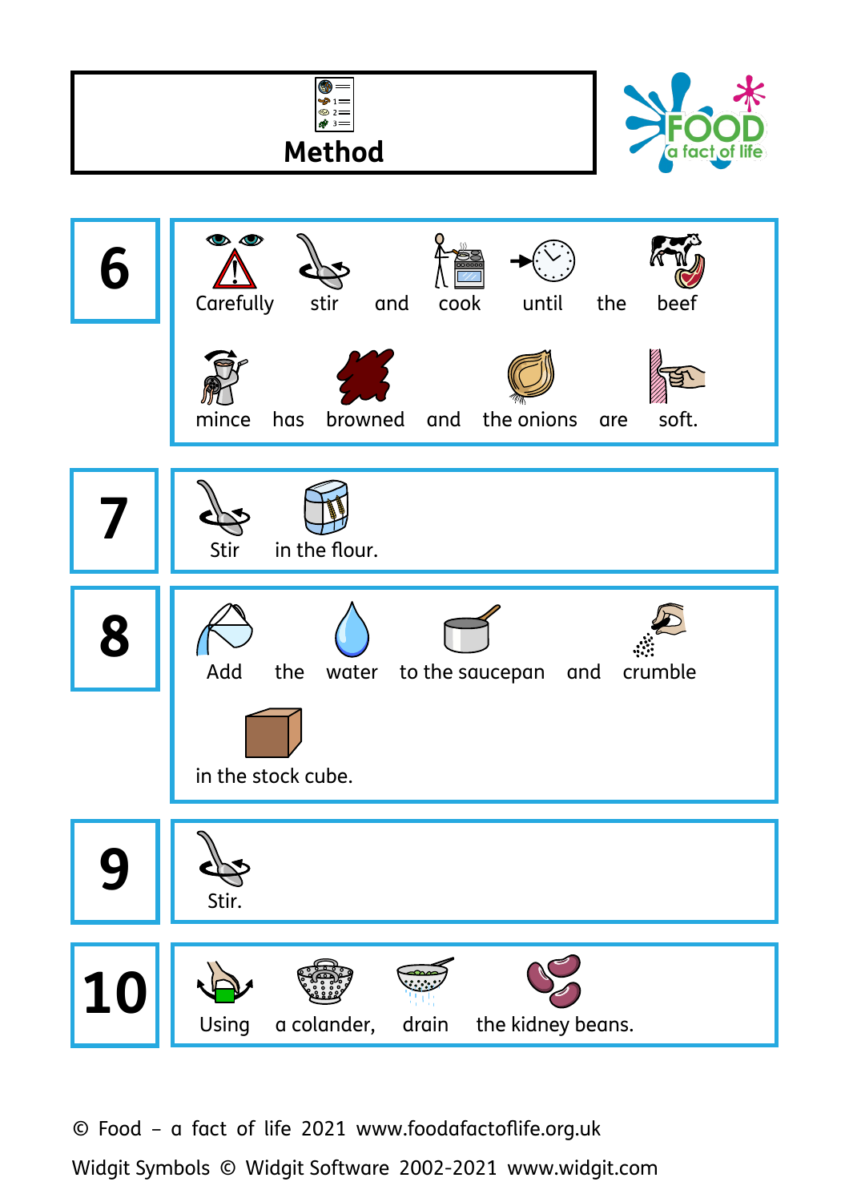# Method

**6** Carefully stir and cook until the beef mince has browned and the onions are soft.

**7** Stir in the flour.

**8** Add the water to the saucepan and crumble in the stock cube.

**9** Stir.

**10** Using a colander, drain the kidney beans.

© Food – a fact of life 2021 www.foodafactoflife.org.uk

Widgit Symbols © Widgit Software 2002-2021 www.widgit.com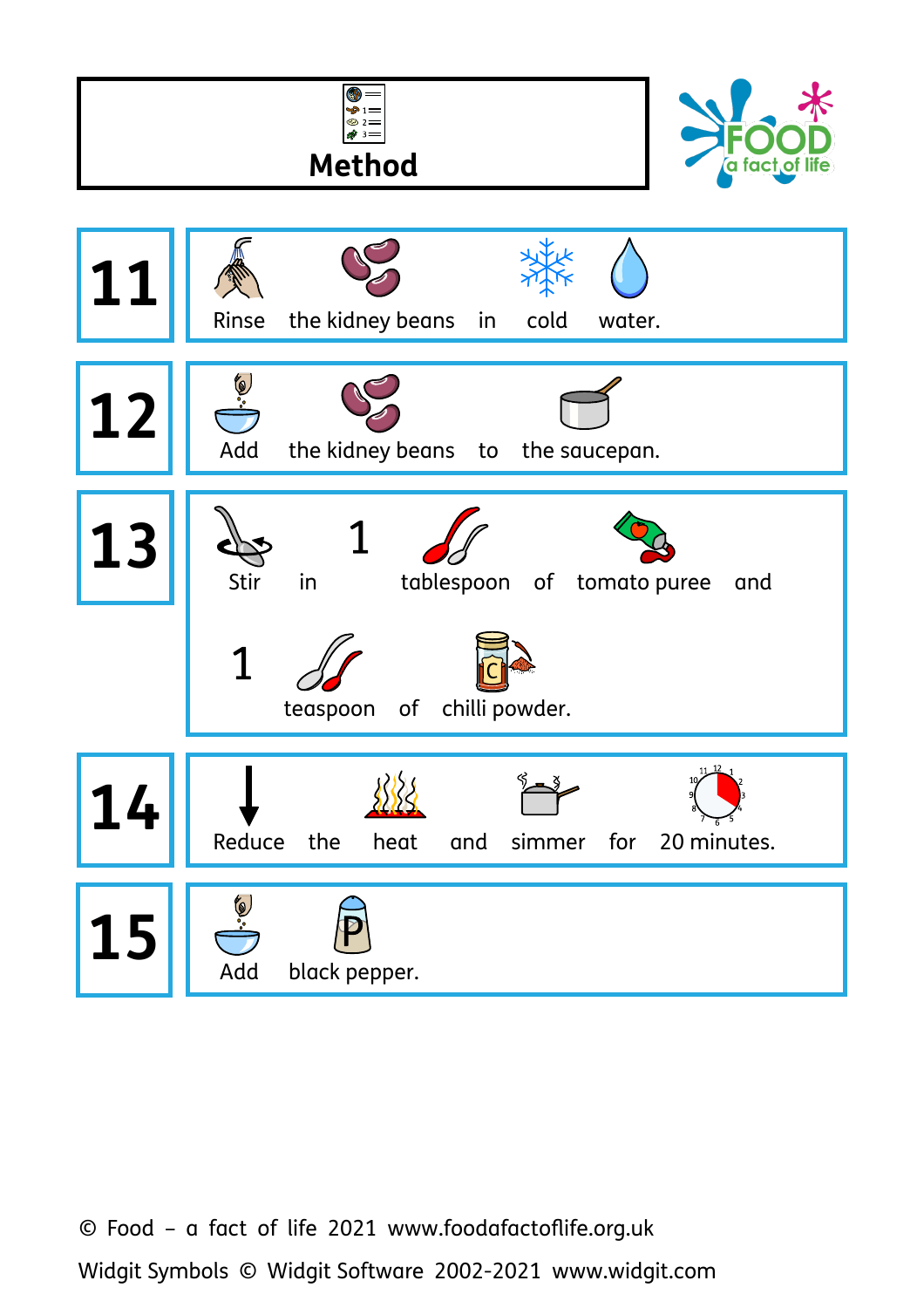# Method

FOOD a fact of life

**11** Rinse the kidney beans in cold water.

**12** Add the kidney beans to the saucepan.

**13** Stir in 1 tablespoon of tomato puree and 1 teaspoon of chilli powder.

**14** Reduce the heat and simmer for 20 minutes.

**15** Add black pepper.

© Food – a fact of life 2021 www.foodafactoflife.org.uk

Widgit Symbols © Widgit Software 2002-2021 www.widgit.com